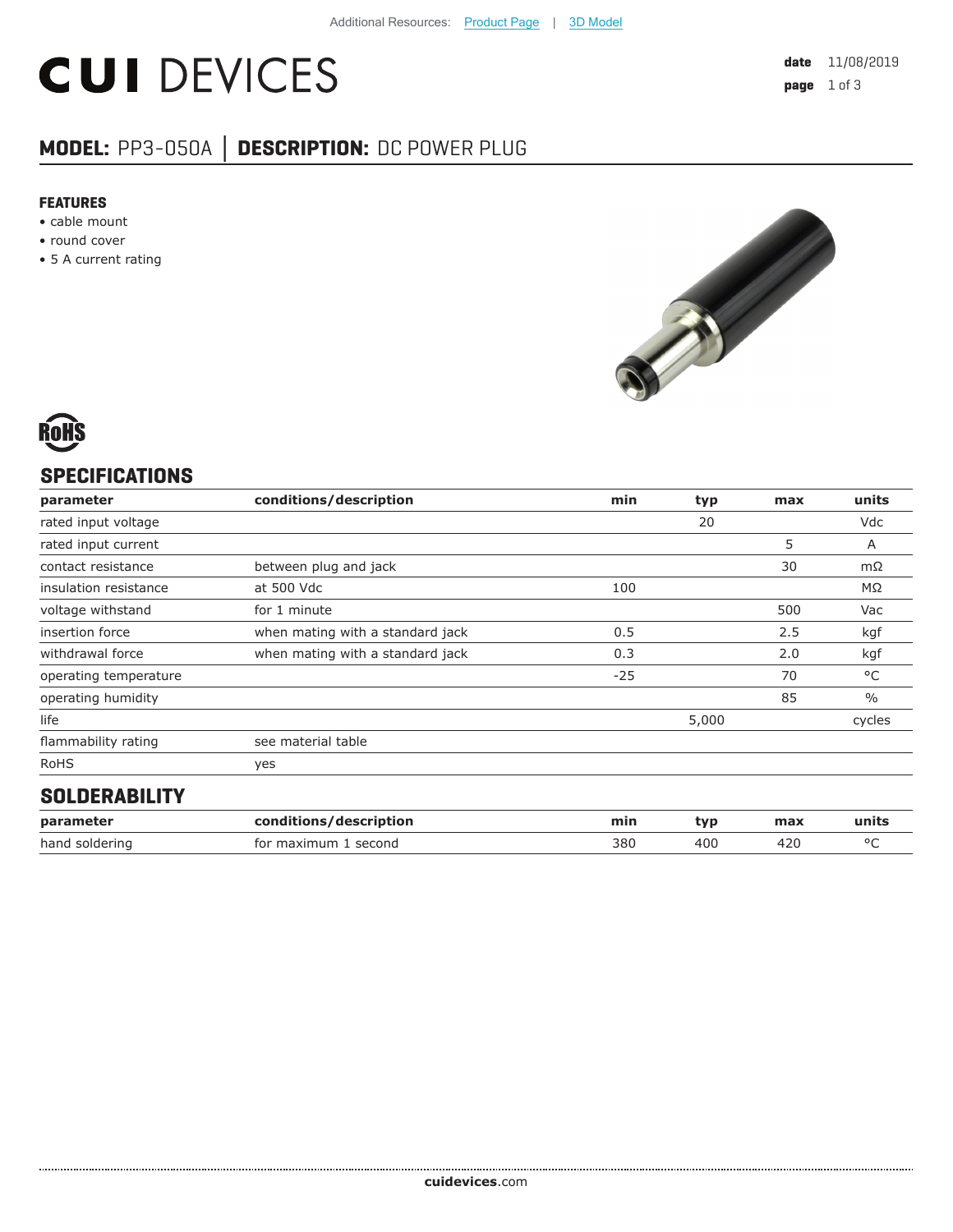Additional Resources: Product Page | 3D Model

# CUI DEVICES

**date** 11/08/2019

## MODEL: PP3-050A │ DESCRIPTION: DC POWER PLUG

### FEATURES

- cable mount
- round cover
- 5 A current rating

RoHS

## SPECIFICATIONS

| parameter | conditions/description | min | typ | max | units |
|---|---|---|---|---|---|
| rated input voltage | | | 20 | | Vdc |
| rated input current | | | | 5 | A |
| contact resistance | between plug and jack | | | 30 | mΩ |
| insulation resistance | at 500 Vdc | 100 | | | MΩ |
| voltage withstand | for 1 minute | | | 500 | Vac |
| insertion force | when mating with a standard jack | 0.5 | | 2.5 | kgf |
| withdrawal force | when mating with a standard jack | 0.3 | | 2.0 | kgf |
| operating temperature | | -25 | | 70 | °C |
| operating humidity | | | | 85 | % |
| life | | | 5,000 | | cycles |
| flammability rating | see material table | | | | |
| RoHS | yes | | | | |

## SOLDERABILITY

| parameter | conditions/description | min | typ | max | units |
|---|---|---|---|---|---|
| hand soldering | for maximum 1 second | 380 | 400 | 420 | °C |

**cuidevices**.com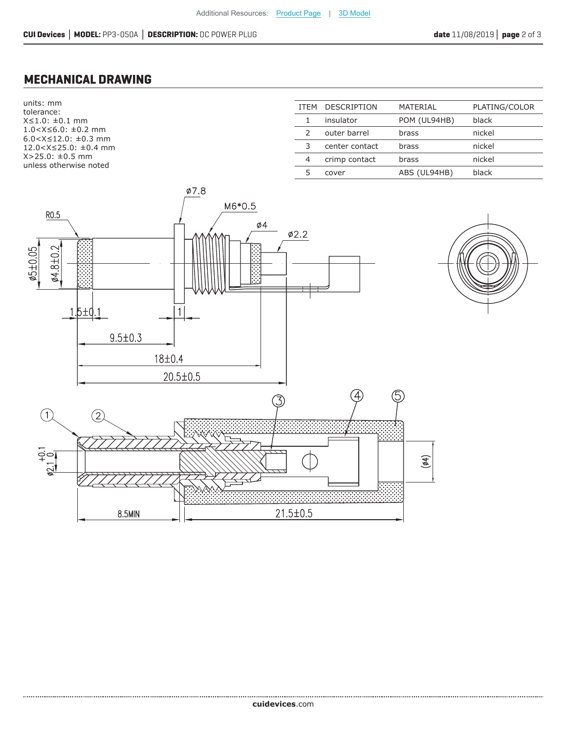## MECHANICAL DRAWING

units: mm
tolerance:
X≤1.0: ±0.1 mm
1.0<X≤6.0: ±0.2 mm
6.0<X≤12.0: ±0.3 mm
12.0<X≤25.0: ±0.4 mm
X>25.0: ±0.5 mm
unless otherwise noted

| ITEM | DESCRIPTION | MATERIAL | PLATING/COLOR |
|---|---|---|---|
| 1 | insulator | POM (UL94HB) | black |
| 2 | outer barrel | brass | nickel |
| 3 | center contact | brass | nickel |
| 4 | crimp contact | brass | nickel |
| 5 | cover | ABS (UL94HB) | black |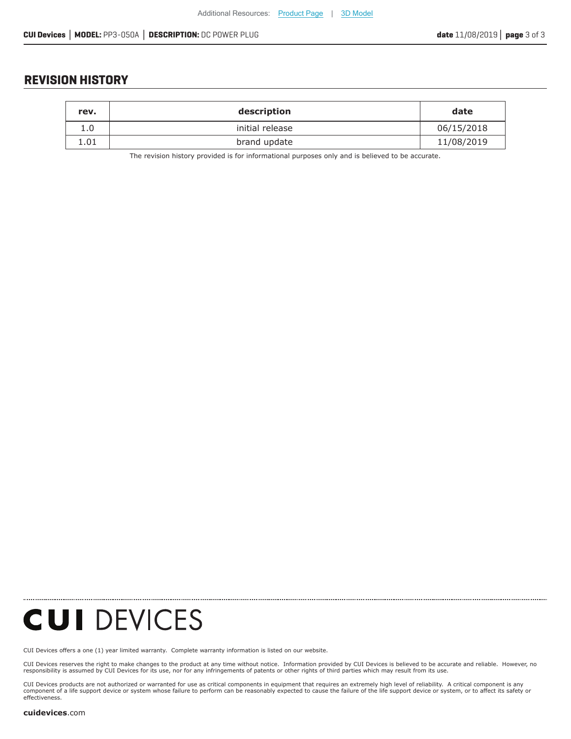## REVISION HISTORY

| rev. | description | date |
|---|---|---|
| 1.0 | initial release | 06/15/2018 |
| 1.01 | brand update | 11/08/2019 |

The revision history provided is for informational purposes only and is believed to be accurate.

**CUI** DEVICES

CUI Devices offers a one (1) year limited warranty. Complete warranty information is listed on our website.

CUI Devices reserves the right to make changes to the product at any time without notice. Information provided by CUI Devices is believed to be accurate and reliable. However, no responsibility is assumed by CUI Devices for its use, nor for any infringements of patents or other rights of third parties which may result from its use.

CUI Devices products are not authorized or warranted for use as critical components in equipment that requires an extremely high level of reliability. A critical component is any component of a life support device or system whose failure to perform can be reasonably expected to cause the failure of the life support device or system, or to affect its safety or effectiveness.

**cuidevices**.com